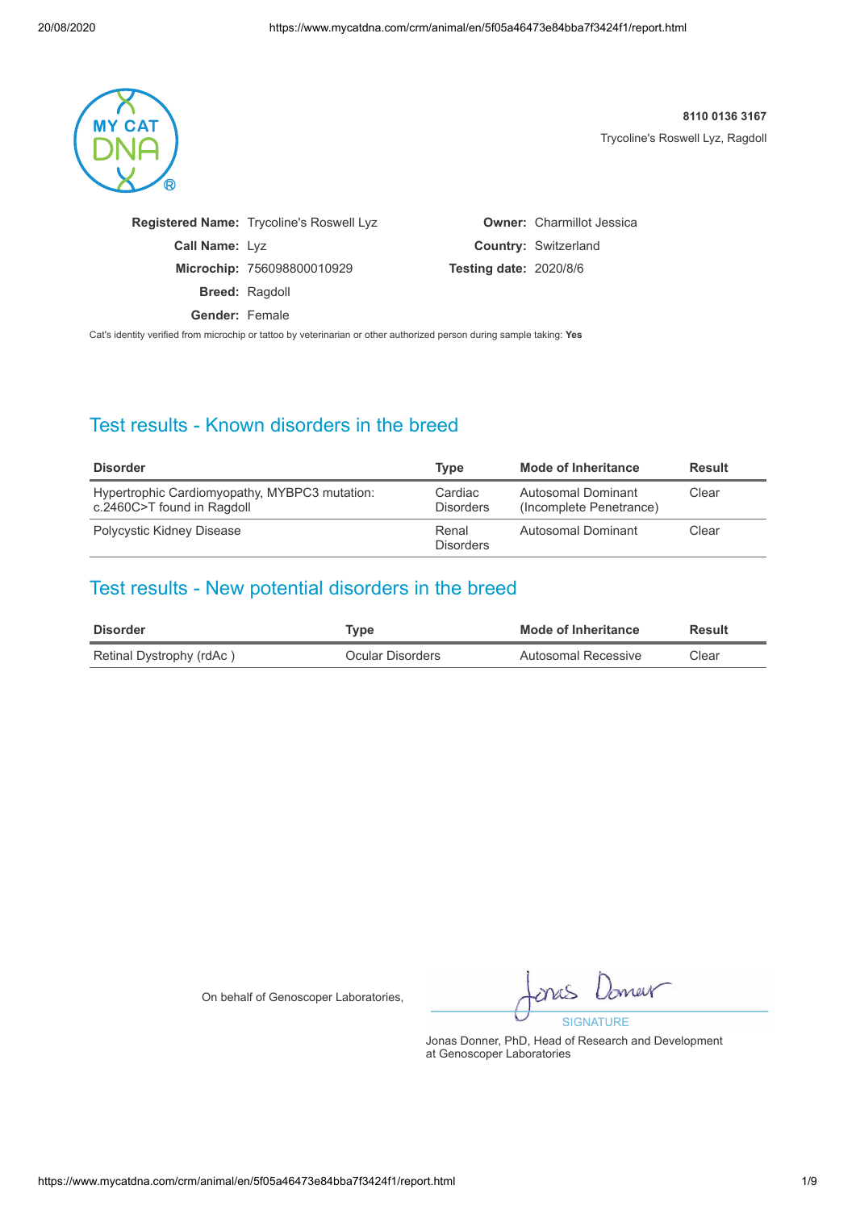**8110 0136 3167**

Trycoline's Roswell Lyz, Ragdoll

**Registered Name:** Trycoline's Roswell Lyz
**Call Name:** Lyz
**Microchip:** 756098800010929
**Breed:** Ragdoll
**Gender:** Female

**Owner:** Charmillot Jessica
**Country:** Switzerland
**Testing date:** 2020/8/6

Cat's identity verified from microchip or tattoo by veterinarian or other authorized person during sample taking: **Yes**

## Test results - Known disorders in the breed

| Disorder | Type | Mode of Inheritance | Result |
|---|---|---|---|
| Hypertrophic Cardiomyopathy, MYBPC3 mutation: c.2460C>T found in Ragdoll | Cardiac Disorders | Autosomal Dominant (Incomplete Penetrance) | Clear |
| Polycystic Kidney Disease | Renal Disorders | Autosomal Dominant | Clear |

## Test results - New potential disorders in the breed

| Disorder | Type | Mode of Inheritance | Result |
|---|---|---|---|
| Retinal Dystrophy (rdAc ) | Ocular Disorders | Autosomal Recessive | Clear |

On behalf of Genoscoper Laboratories,

SIGNATURE

Jonas Donner, PhD, Head of Research and Development at Genoscoper Laboratories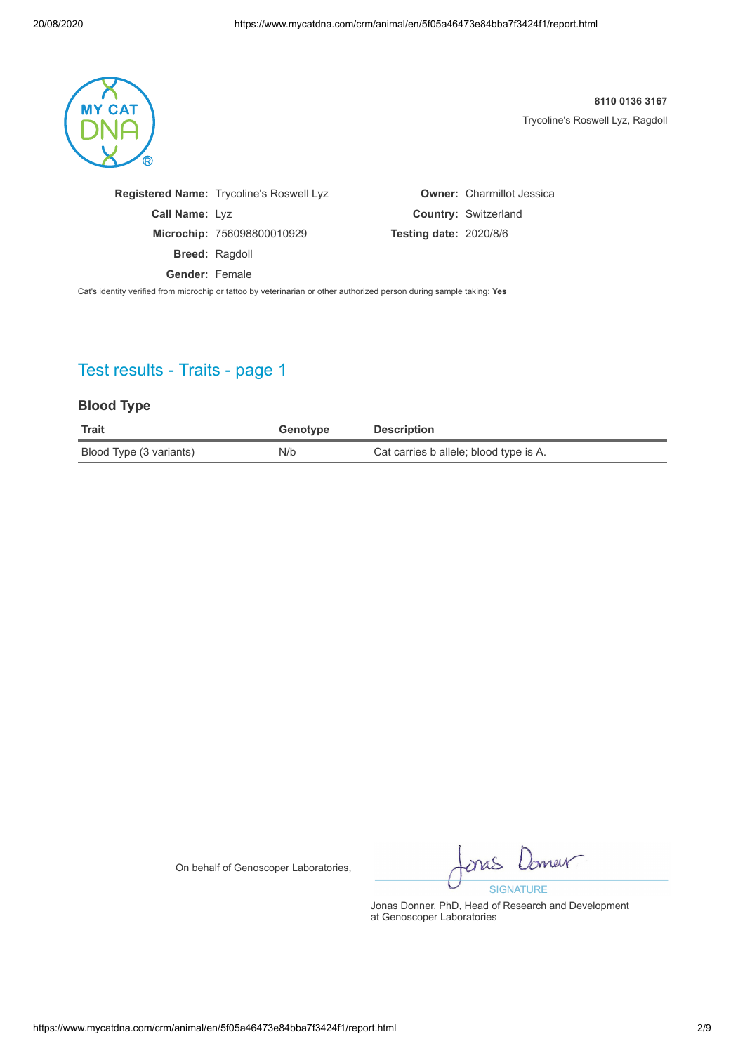**8110 0136 3167**

Trycoline's Roswell Lyz, Ragdoll

**Registered Name:** Trycoline's Roswell Lyz

**Call Name:** Lyz

**Microchip:** 756098800010929

**Breed:** Ragdoll

**Gender:** Female

**Owner:** Charmillot Jessica

**Country:** Switzerland

**Testing date:** 2020/8/6

Cat's identity verified from microchip or tattoo by veterinarian or other authorized person during sample taking: **Yes**

## Test results - Traits - page 1

### Blood Type

| Trait | Genotype | Description |
| --- | --- | --- |
| Blood Type (3 variants) | N/b | Cat carries b allele; blood type is A. |

On behalf of Genoscoper Laboratories,

SIGNATURE

Jonas Donner, PhD, Head of Research and Development at Genoscoper Laboratories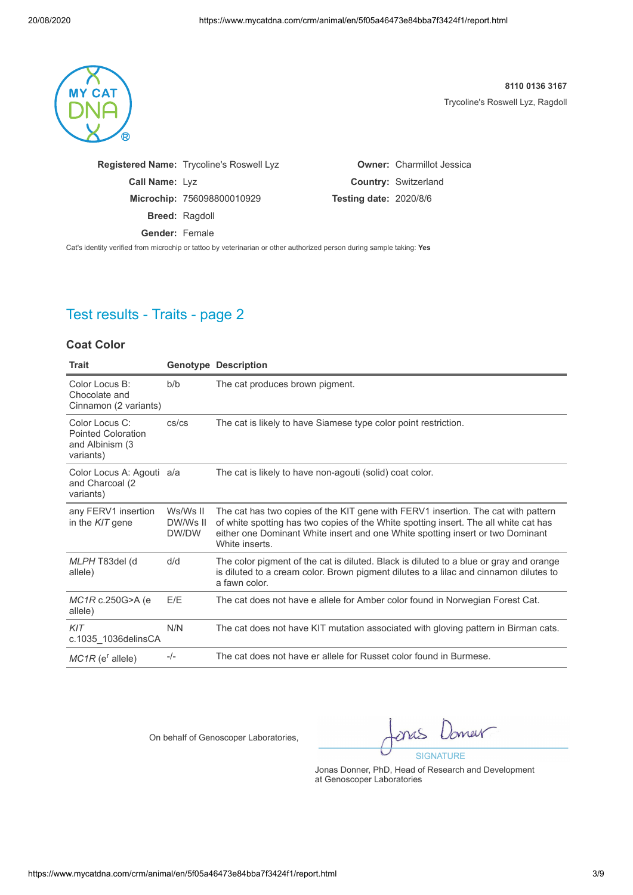**8110 0136 3167**

Trycoline's Roswell Lyz, Ragdoll

| | | | |
|---|---|---|---|
| **Registered Name:** | Trycoline's Roswell Lyz | **Owner:** | Charmillot Jessica |
| **Call Name:** | Lyz | **Country:** | Switzerland |
| **Microchip:** | 756098800010929 | **Testing date:** | 2020/8/6 |
| **Breed:** | Ragdoll | | |
| **Gender:** | Female | | |

Cat's identity verified from microchip or tattoo by veterinarian or other authorized person during sample taking: **Yes**

## Test results - Traits - page 2

### Coat Color

| Trait | Genotype | Description |
|---|---|---|
| Color Locus B: Chocolate and Cinnamon (2 variants) | b/b | The cat produces brown pigment. |
| Color Locus C: Pointed Coloration and Albinism (3 variants) | cs/cs | The cat is likely to have Siamese type color point restriction. |
| Color Locus A: Agouti and Charcoal (2 variants) | a/a | The cat is likely to have non-agouti (solid) coat color. |
| any FERV1 insertion in the *KIT* gene | Ws/Ws II DW/Ws II DW/DW | The cat has two copies of the KIT gene with FERV1 insertion. The cat with pattern of white spotting has two copies of the White spotting insert. The all white cat has either one Dominant White insert and one White spotting insert or two Dominant White inserts. |
| *MLPH* T83del (d allele) | d/d | The color pigment of the cat is diluted. Black is diluted to a blue or gray and orange is diluted to a cream color. Brown pigment dilutes to a lilac and cinnamon dilutes to a fawn color. |
| *MC1R* c.250G>A (e allele) | E/E | The cat does not have e allele for Amber color found in Norwegian Forest Cat. |
| *KIT* c.1035_1036delinsCA | N/N | The cat does not have KIT mutation associated with gloving pattern in Birman cats. |
| *MC1R* ($e^r$ allele) | -/- | The cat does not have er allele for Russet color found in Burmese. |

On behalf of Genoscoper Laboratories,

SIGNATURE

Jonas Donner, PhD, Head of Research and Development at Genoscoper Laboratories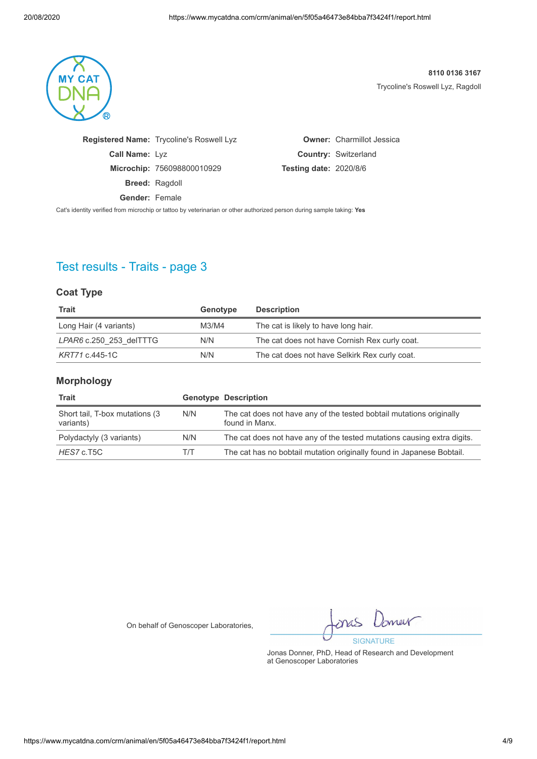**8110 0136 3167**

Trycoline's Roswell Lyz, Ragdoll

**Registered Name:** Trycoline's Roswell Lyz
**Call Name:** Lyz
**Microchip:** 756098800010929
**Breed:** Ragdoll
**Gender:** Female

**Owner:** Charmillot Jessica
**Country:** Switzerland
**Testing date:** 2020/8/6

Cat's identity verified from microchip or tattoo by veterinarian or other authorized person during sample taking: **Yes**

## Test results - Traits - page 3

### Coat Type

| Trait | Genotype | Description |
| --- | --- | --- |
| Long Hair (4 variants) | M3/M4 | The cat is likely to have long hair. |
| *LPAR6* c.250_253_delTTTG | N/N | The cat does not have Cornish Rex curly coat. |
| *KRT71* c.445-1C | N/N | The cat does not have Selkirk Rex curly coat. |

### Morphology

| Trait | Genotype | Description |
| --- | --- | --- |
| Short tail, T-box mutations (3 variants) | N/N | The cat does not have any of the tested bobtail mutations originally found in Manx. |
| Polydactyly (3 variants) | N/N | The cat does not have any of the tested mutations causing extra digits. |
| *HES7* c.T5C | T/T | The cat has no bobtail mutation originally found in Japanese Bobtail. |

On behalf of Genoscoper Laboratories,

SIGNATURE

Jonas Donner, PhD, Head of Research and Development at Genoscoper Laboratories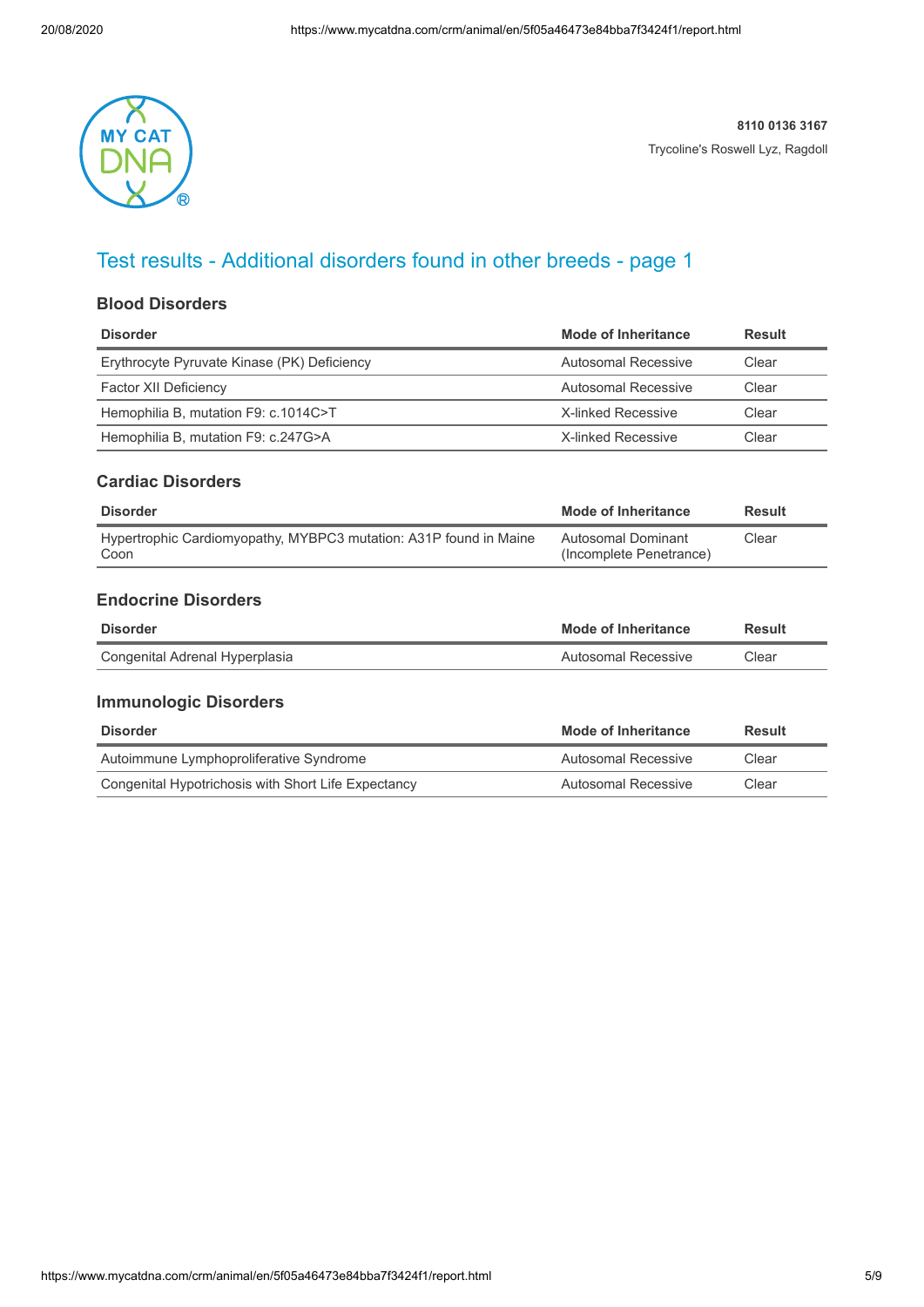8110 0136 3167

Trycoline's Roswell Lyz, Ragdoll

## Test results - Additional disorders found in other breeds - page 1

### Blood Disorders

| Disorder | Mode of Inheritance | Result |
| --- | --- | --- |
| Erythrocyte Pyruvate Kinase (PK) Deficiency | Autosomal Recessive | Clear |
| Factor XII Deficiency | Autosomal Recessive | Clear |
| Hemophilia B, mutation F9: c.1014C>T | X-linked Recessive | Clear |
| Hemophilia B, mutation F9: c.247G>A | X-linked Recessive | Clear |

### Cardiac Disorders

| Disorder | Mode of Inheritance | Result |
| --- | --- | --- |
| Hypertrophic Cardiomyopathy, MYBPC3 mutation: A31P found in Maine Coon | Autosomal Dominant (Incomplete Penetrance) | Clear |

### Endocrine Disorders

| Disorder | Mode of Inheritance | Result |
| --- | --- | --- |
| Congenital Adrenal Hyperplasia | Autosomal Recessive | Clear |

### Immunologic Disorders

| Disorder | Mode of Inheritance | Result |
| --- | --- | --- |
| Autoimmune Lymphoproliferative Syndrome | Autosomal Recessive | Clear |
| Congenital Hypotrichosis with Short Life Expectancy | Autosomal Recessive | Clear |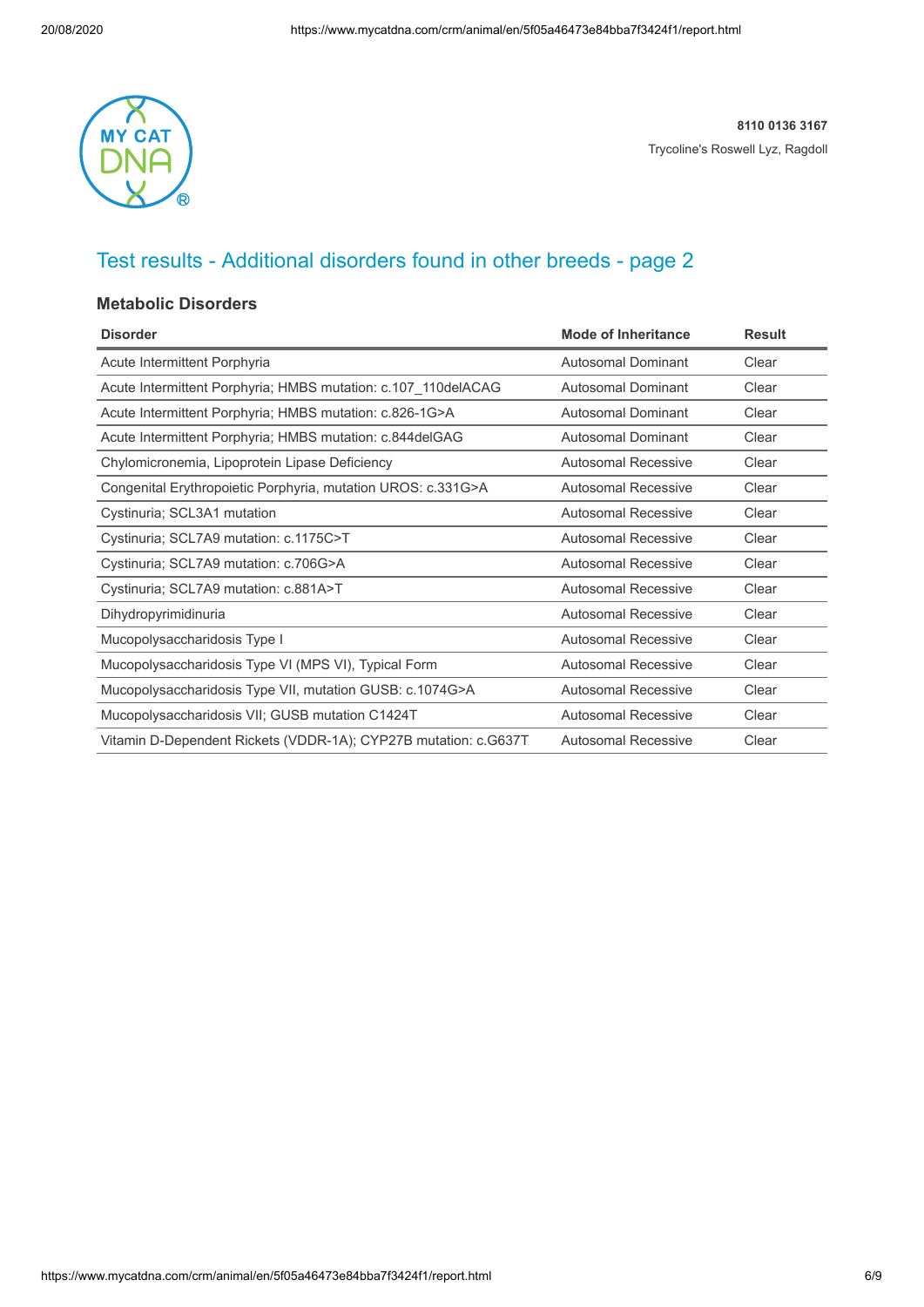8110 0136 3167

Trycoline's Roswell Lyz, Ragdoll

## Test results - Additional disorders found in other breeds - page 2

### Metabolic Disorders

| Disorder | Mode of Inheritance | Result |
|---|---|---|
| Acute Intermittent Porphyria | Autosomal Dominant | Clear |
| Acute Intermittent Porphyria; HMBS mutation: c.107_110delACAG | Autosomal Dominant | Clear |
| Acute Intermittent Porphyria; HMBS mutation: c.826-1G>A | Autosomal Dominant | Clear |
| Acute Intermittent Porphyria; HMBS mutation: c.844delGAG | Autosomal Dominant | Clear |
| Chylomicronemia, Lipoprotein Lipase Deficiency | Autosomal Recessive | Clear |
| Congenital Erythropoietic Porphyria, mutation UROS: c.331G>A | Autosomal Recessive | Clear |
| Cystinuria; SCL3A1 mutation | Autosomal Recessive | Clear |
| Cystinuria; SCL7A9 mutation: c.1175C>T | Autosomal Recessive | Clear |
| Cystinuria; SCL7A9 mutation: c.706G>A | Autosomal Recessive | Clear |
| Cystinuria; SCL7A9 mutation: c.881A>T | Autosomal Recessive | Clear |
| Dihydropyrimidinuria | Autosomal Recessive | Clear |
| Mucopolysaccharidosis Type I | Autosomal Recessive | Clear |
| Mucopolysaccharidosis Type VI (MPS VI), Typical Form | Autosomal Recessive | Clear |
| Mucopolysaccharidosis Type VII, mutation GUSB: c.1074G>A | Autosomal Recessive | Clear |
| Mucopolysaccharidosis VII; GUSB mutation C1424T | Autosomal Recessive | Clear |
| Vitamin D-Dependent Rickets (VDDR-1A); CYP27B mutation: c.G637T | Autosomal Recessive | Clear |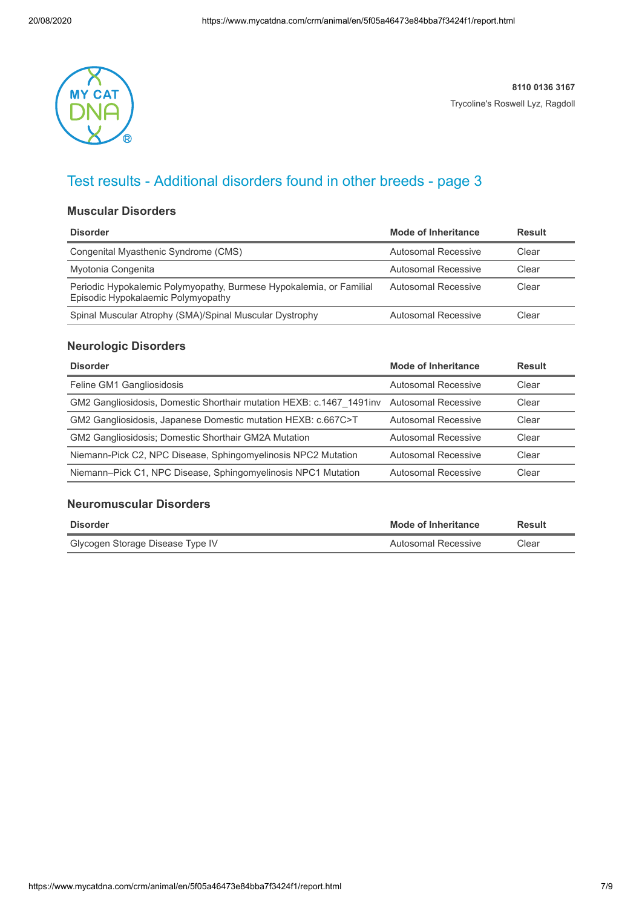**8110 0136 3167**

Trycoline's Roswell Lyz, Ragdoll

## Test results - Additional disorders found in other breeds - page 3

### Muscular Disorders

| Disorder | Mode of Inheritance | Result |
|---|---|---|
| Congenital Myasthenic Syndrome (CMS) | Autosomal Recessive | Clear |
| Myotonia Congenita | Autosomal Recessive | Clear |
| Periodic Hypokalemic Polymyopathy, Burmese Hypokalemia, or Familial Episodic Hypokalaemic Polymyopathy | Autosomal Recessive | Clear |
| Spinal Muscular Atrophy (SMA)/Spinal Muscular Dystrophy | Autosomal Recessive | Clear |

### Neurologic Disorders

| Disorder | Mode of Inheritance | Result |
|---|---|---|
| Feline GM1 Gangliosidosis | Autosomal Recessive | Clear |
| GM2 Gangliosidosis, Domestic Shorthair mutation HEXB: c.1467_1491inv | Autosomal Recessive | Clear |
| GM2 Gangliosidosis, Japanese Domestic mutation HEXB: c.667C>T | Autosomal Recessive | Clear |
| GM2 Gangliosidosis; Domestic Shorthair GM2A Mutation | Autosomal Recessive | Clear |
| Niemann-Pick C2, NPC Disease, Sphingomyelinosis NPC2 Mutation | Autosomal Recessive | Clear |
| Niemann–Pick C1, NPC Disease, Sphingomyelinosis NPC1 Mutation | Autosomal Recessive | Clear |

### Neuromuscular Disorders

| Disorder | Mode of Inheritance | Result |
|---|---|---|
| Glycogen Storage Disease Type IV | Autosomal Recessive | Clear |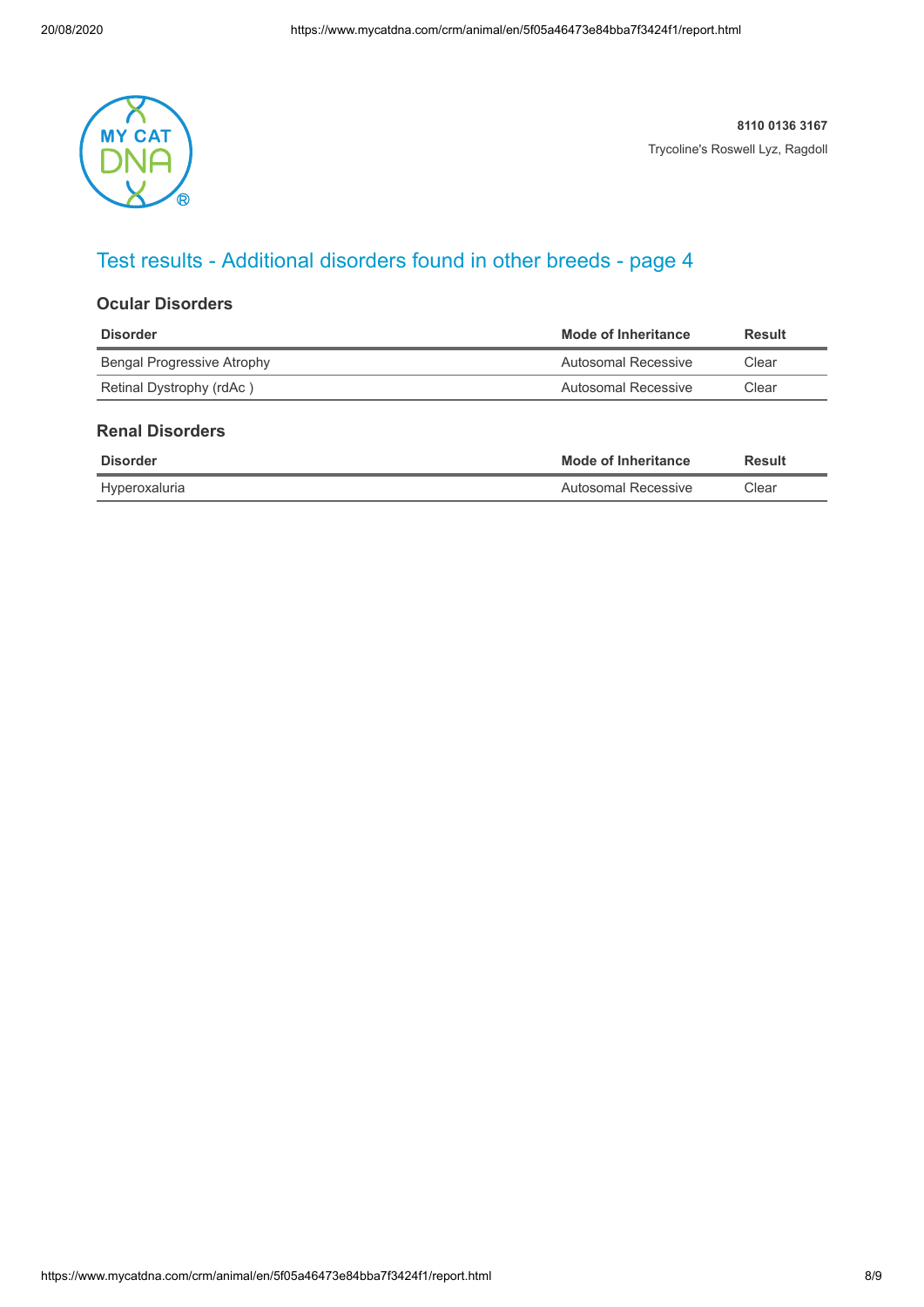**8110 0136 3167**

Trycoline's Roswell Lyz, Ragdoll

## Test results - Additional disorders found in other breeds - page 4

### Ocular Disorders

| Disorder | Mode of Inheritance | Result |
|---|---|---|
| Bengal Progressive Atrophy | Autosomal Recessive | Clear |
| Retinal Dystrophy (rdAc ) | Autosomal Recessive | Clear |

### Renal Disorders

| Disorder | Mode of Inheritance | Result |
|---|---|---|
| Hyperoxaluria | Autosomal Recessive | Clear |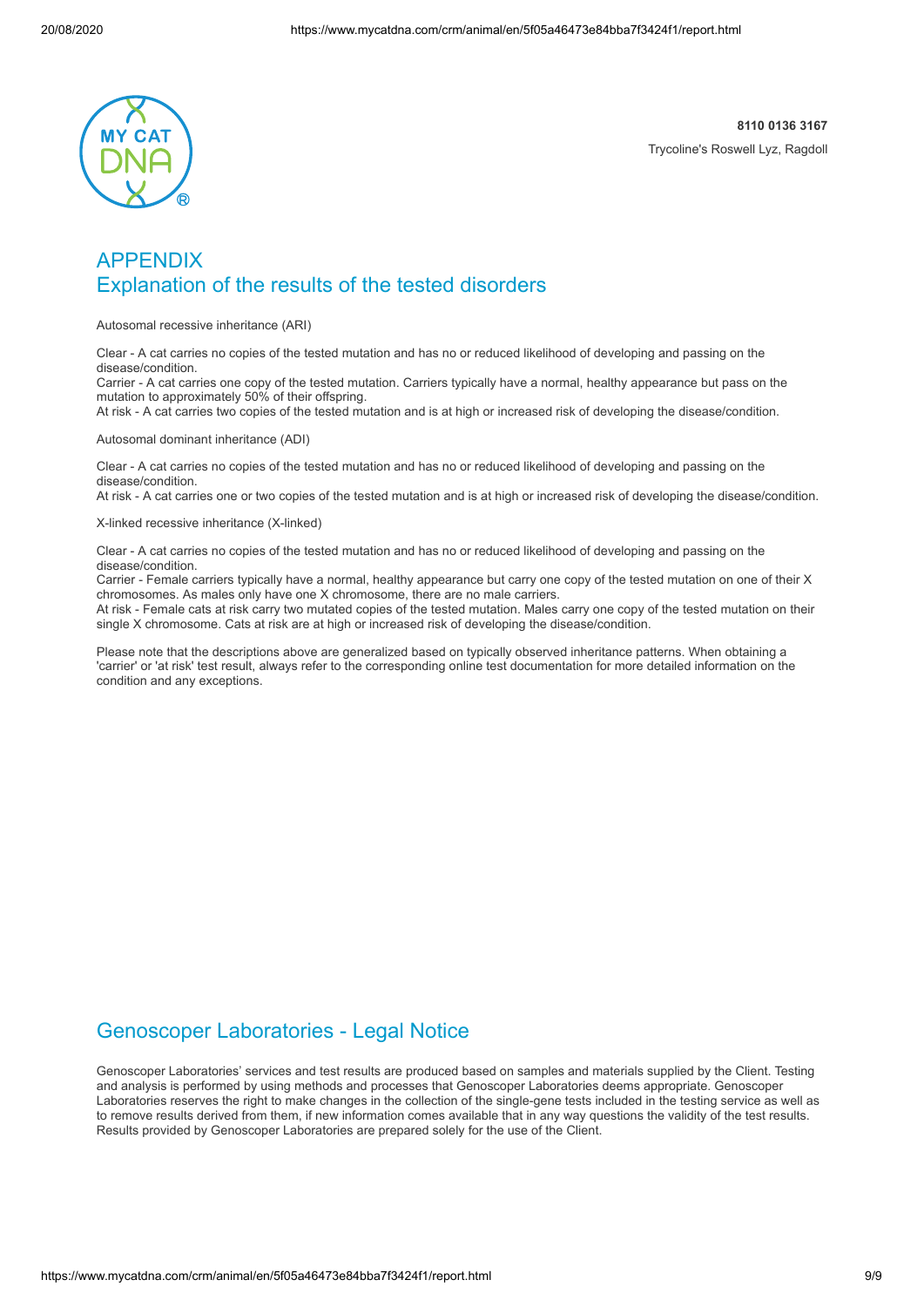**8110 0136 3167**

Trycoline's Roswell Lyz, Ragdoll

## APPENDIX
## Explanation of the results of the tested disorders

Autosomal recessive inheritance (ARI)

Clear - A cat carries no copies of the tested mutation and has no or reduced likelihood of developing and passing on the disease/condition.
Carrier - A cat carries one copy of the tested mutation. Carriers typically have a normal, healthy appearance but pass on the mutation to approximately 50% of their offspring.
At risk - A cat carries two copies of the tested mutation and is at high or increased risk of developing the disease/condition.

Autosomal dominant inheritance (ADI)

Clear - A cat carries no copies of the tested mutation and has no or reduced likelihood of developing and passing on the disease/condition.
At risk - A cat carries one or two copies of the tested mutation and is at high or increased risk of developing the disease/condition.

X-linked recessive inheritance (X-linked)

Clear - A cat carries no copies of the tested mutation and has no or reduced likelihood of developing and passing on the disease/condition.
Carrier - Female carriers typically have a normal, healthy appearance but carry one copy of the tested mutation on one of their X chromosomes. As males only have one X chromosome, there are no male carriers.
At risk - Female cats at risk carry two mutated copies of the tested mutation. Males carry one copy of the tested mutation on their single X chromosome. Cats at risk are at high or increased risk of developing the disease/condition.

Please note that the descriptions above are generalized based on typically observed inheritance patterns. When obtaining a 'carrier' or 'at risk' test result, always refer to the corresponding online test documentation for more detailed information on the condition and any exceptions.

## Genoscoper Laboratories - Legal Notice

Genoscoper Laboratories' services and test results are produced based on samples and materials supplied by the Client. Testing and analysis is performed by using methods and processes that Genoscoper Laboratories deems appropriate. Genoscoper Laboratories reserves the right to make changes in the collection of the single-gene tests included in the testing service as well as to remove results derived from them, if new information comes available that in any way questions the validity of the test results. Results provided by Genoscoper Laboratories are prepared solely for the use of the Client.